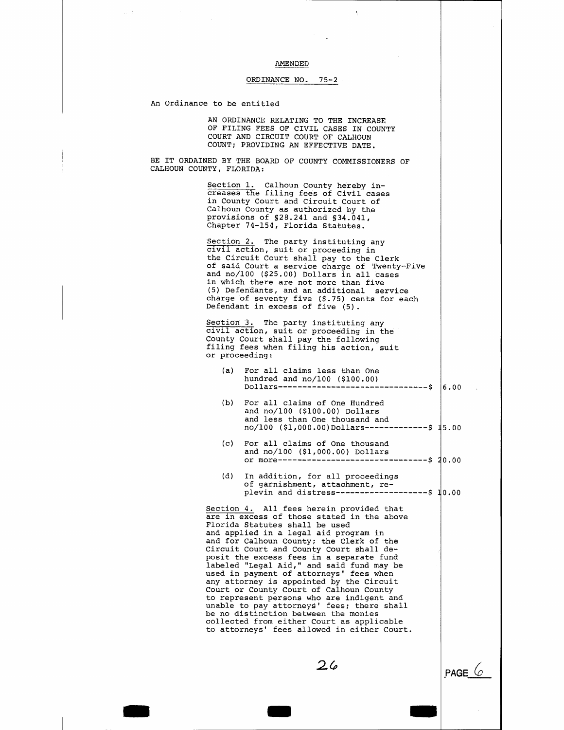AMENDED

ORDINANCE NO. 75-2

An Ordinance to be entitled

AN ORDINANCE RELATING TO THE INCREASE OF FILING FEES OF CIVIL CASES IN COUNTY COURT AND CIRCUIT COURT OF CALHOUN COUNT; PROVIDING AN EFFECTIVE DATE.

BE IT ORDAINED BY THE BOARD OF COUNTY COMMISSIONERS OF CALHOUN COUNTY, FLORIDA:

Section 1. Calhoun County hereby increases the filing fees of Civil cases in County Court and Circuit Court of Calhoun County as authorized by the provisions of §28.241 and §34.041, Chapter 74-154, Florida Statutes.

Section 2. The party instituting any civil action, suit or proceeding in the Circuit Court shall pay to the Clerk of said Court a service charge of Twenty-Five and no/100 ($25.00) Dollars in all cases in which there are not more than five (5) Defendants, and an additional service charge of seventy five ($.75) cents for each Defendant in excess of five (5).

Section 3. The party instituting any civil action, suit or proceeding in the County Court shall pay the following filing fees when filing his action, suit or proceeding:

(a) For all claims less than One hundred and no/100 ($100.00) Dollars---------------------------------$ 6.00

(b) For all claims of One Hundred and no/100 ($100.00) Dollars and less than One thousand and no/100 ($1,000.00)Dollars-------------$ 15.00

(c) For all claims of One thousand and no/100 ($1,000.00) Dollars or more--------------------------------$ 20.00

(d) In addition, for all proceedings of garnishment, attachment, replevin and distress-------------------$ 10.00

Section 4. All fees herein provided that are in excess of those stated in the above Florida Statutes shall be used and applied in a legal aid program in and for Calhoun County; the Clerk of the Circuit Court and County Court shall deposit the excess fees in a separate fund labeled "Legal Aid," and said fund may be used in payment of attorneys' fees when any attorney is appointed by the Circuit Court or County Court of Calhoun County to represent persons who are indigent and unable to pay attorneys' fees; there shall be no distinction between the monies collected from either Court as applicable to attorneys' fees allowed in either Court.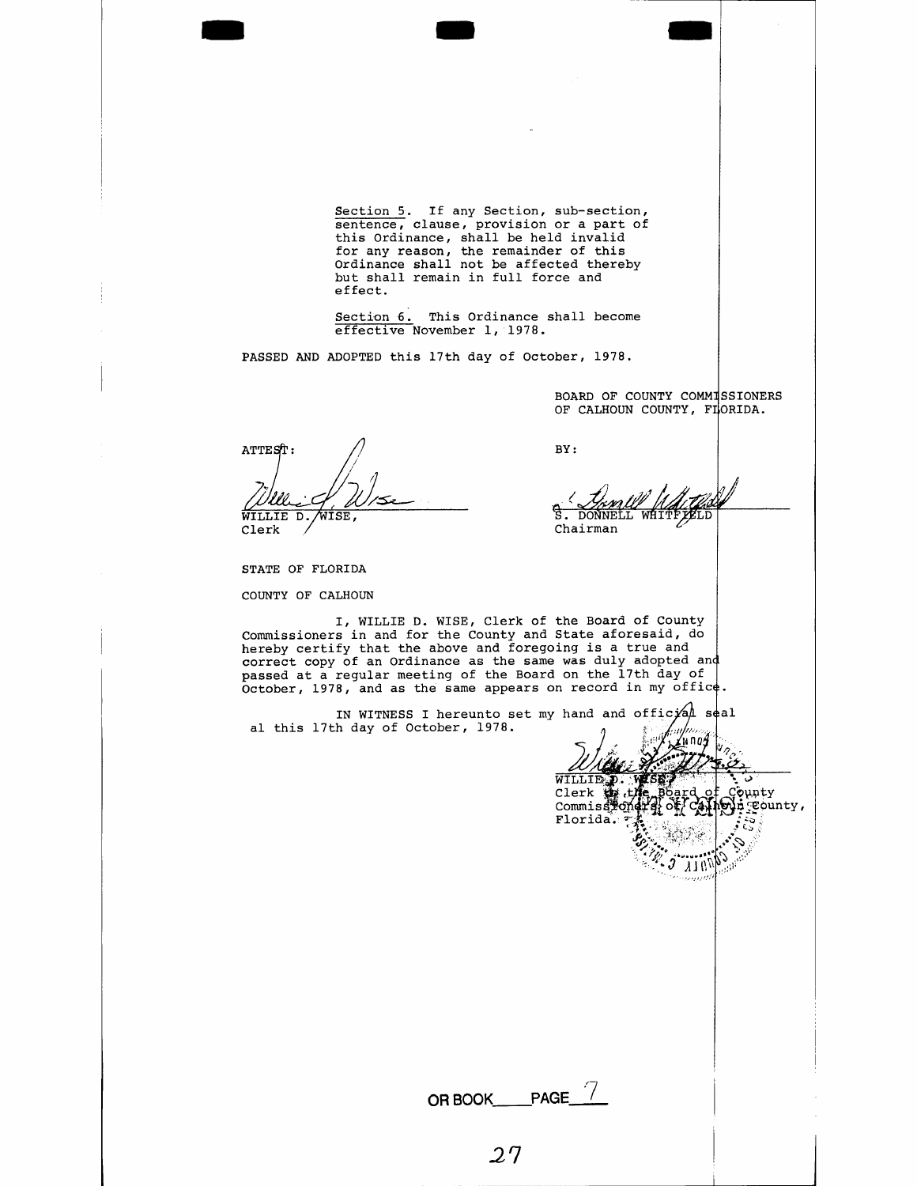<u>Section 5</u>. If any Section, sub-section, sentence, clause, provision or a part of this Ordinance, shall be held invalid for any reason, the remainder of this Ordinance shall not be affected thereby but shall remain in full force and effect.

<u>Section 6.</u> This Ordinance shall become effective November 1, 1978.

PASSED AND ADOPTED this 17th day of October, 1978.

BOARD OF COUNTY COMMISSIONERS OF CALHOUN COUNTY, FLORIDA.

ATTEST:

WILLIE D. WISE,
Clerk

BY:

S. DONNELL WHITFIELD
Chairman

STATE OF FLORIDA

COUNTY OF CALHOUN

I, WILLIE D. WISE, Clerk of the Board of County Commissioners in and for the County and State aforesaid, do hereby certify that the above and foregoing is a true and correct copy of an Ordinance as the same was duly adopted and passed at a regular meeting of the Board on the 17th day of October, 1978, and as the same appears on record in my office.

IN WITNESS I hereunto set my hand and official seal this 17th day of October, 1978.

WILLIE D. WISE
Clerk to the Board of County Commissioners of Calhoun County, Florida.

OR BOOK____PAGE 7

27